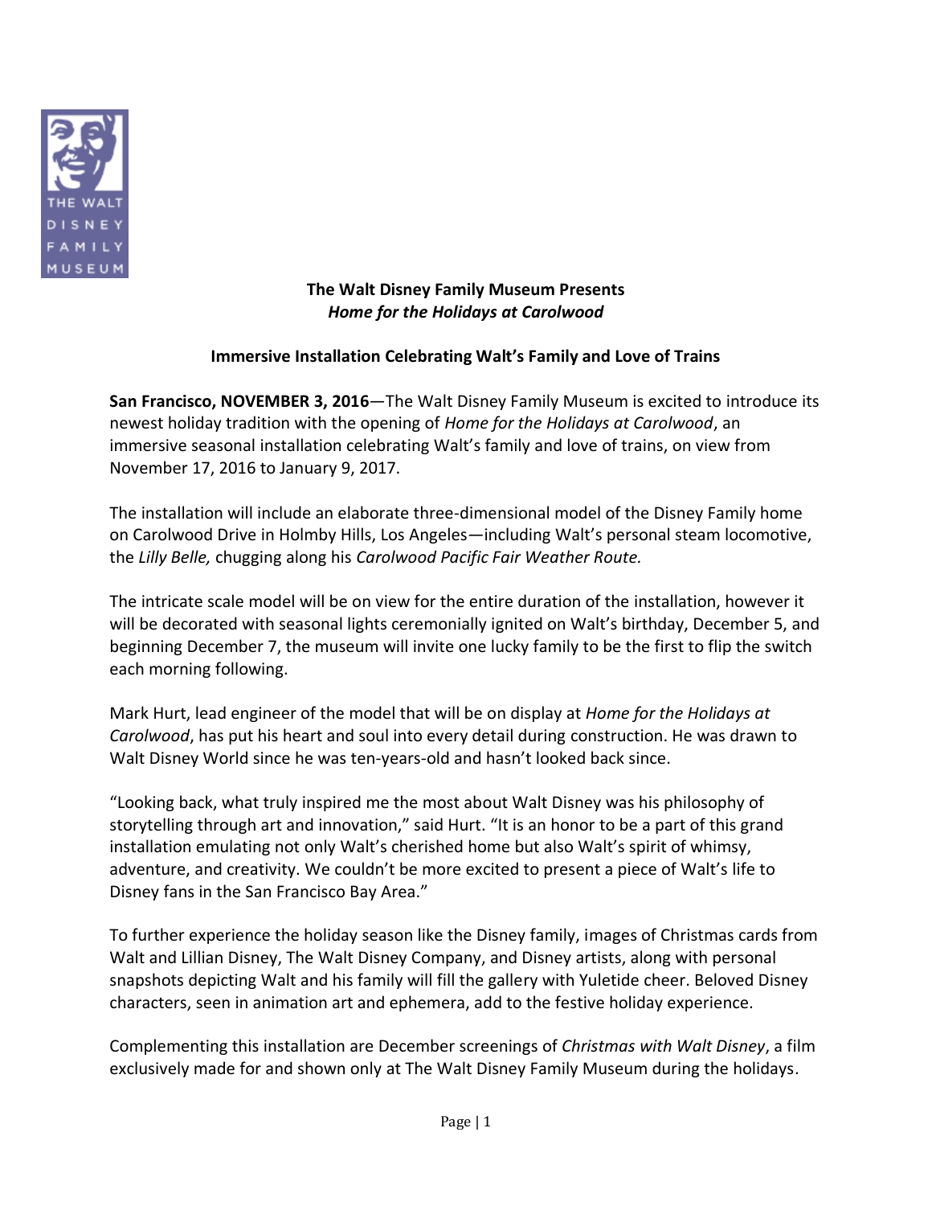**The Walt Disney Family Museum Presents**
***Home for the Holidays at Carolwood***

**Immersive Installation Celebrating Walt's Family and Love of Trains**

**San Francisco, NOVEMBER 3, 2016**—The Walt Disney Family Museum is excited to introduce its newest holiday tradition with the opening of *Home for the Holidays at Carolwood*, an immersive seasonal installation celebrating Walt's family and love of trains, on view from November 17, 2016 to January 9, 2017.

The installation will include an elaborate three-dimensional model of the Disney Family home on Carolwood Drive in Holmby Hills, Los Angeles—including Walt's personal steam locomotive, the *Lilly Belle,* chugging along his *Carolwood Pacific Fair Weather Route.*

The intricate scale model will be on view for the entire duration of the installation, however it will be decorated with seasonal lights ceremonially ignited on Walt's birthday, December 5, and beginning December 7, the museum will invite one lucky family to be the first to flip the switch each morning following.

Mark Hurt, lead engineer of the model that will be on display at *Home for the Holidays at Carolwood*, has put his heart and soul into every detail during construction. He was drawn to Walt Disney World since he was ten-years-old and hasn't looked back since.

"Looking back, what truly inspired me the most about Walt Disney was his philosophy of storytelling through art and innovation," said Hurt. "It is an honor to be a part of this grand installation emulating not only Walt's cherished home but also Walt's spirit of whimsy, adventure, and creativity. We couldn't be more excited to present a piece of Walt's life to Disney fans in the San Francisco Bay Area."

To further experience the holiday season like the Disney family, images of Christmas cards from Walt and Lillian Disney, The Walt Disney Company, and Disney artists, along with personal snapshots depicting Walt and his family will fill the gallery with Yuletide cheer. Beloved Disney characters, seen in animation art and ephemera, add to the festive holiday experience.

Complementing this installation are December screenings of *Christmas with Walt Disney*, a film exclusively made for and shown only at The Walt Disney Family Museum during the holidays.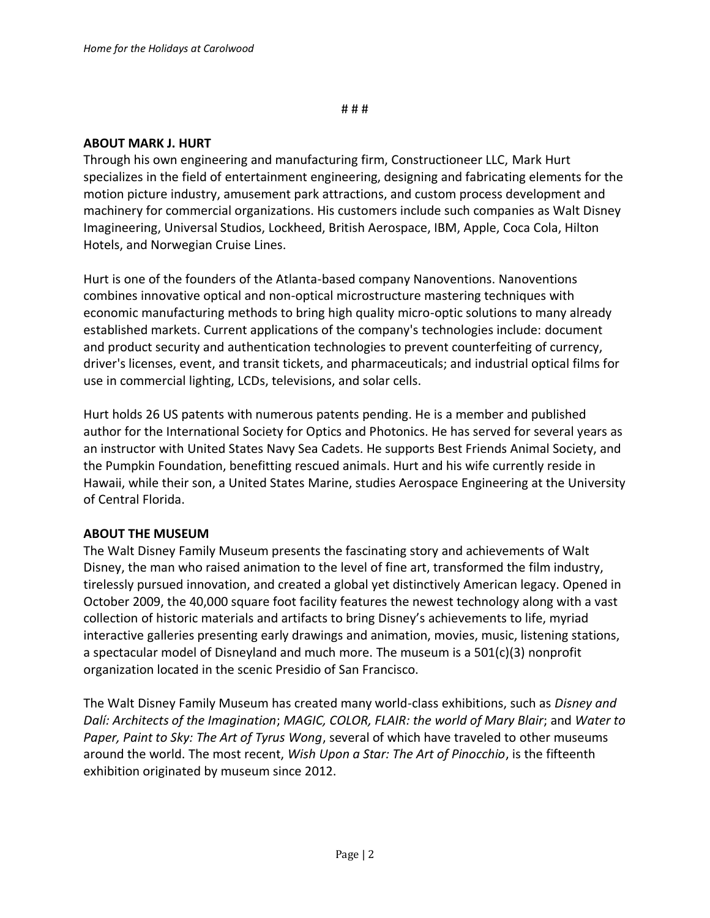# # #

**ABOUT MARK J. HURT**

Through his own engineering and manufacturing firm, Constructioneer LLC, Mark Hurt specializes in the field of entertainment engineering, designing and fabricating elements for the motion picture industry, amusement park attractions, and custom process development and machinery for commercial organizations. His customers include such companies as Walt Disney Imagineering, Universal Studios, Lockheed, British Aerospace, IBM, Apple, Coca Cola, Hilton Hotels, and Norwegian Cruise Lines.

Hurt is one of the founders of the Atlanta-based company Nanoventions. Nanoventions combines innovative optical and non-optical microstructure mastering techniques with economic manufacturing methods to bring high quality micro-optic solutions to many already established markets. Current applications of the company's technologies include: document and product security and authentication technologies to prevent counterfeiting of currency, driver's licenses, event, and transit tickets, and pharmaceuticals; and industrial optical films for use in commercial lighting, LCDs, televisions, and solar cells.

Hurt holds 26 US patents with numerous patents pending. He is a member and published author for the International Society for Optics and Photonics. He has served for several years as an instructor with United States Navy Sea Cadets. He supports Best Friends Animal Society, and the Pumpkin Foundation, benefitting rescued animals. Hurt and his wife currently reside in Hawaii, while their son, a United States Marine, studies Aerospace Engineering at the University of Central Florida.

**ABOUT THE MUSEUM**

The Walt Disney Family Museum presents the fascinating story and achievements of Walt Disney, the man who raised animation to the level of fine art, transformed the film industry, tirelessly pursued innovation, and created a global yet distinctively American legacy. Opened in October 2009, the 40,000 square foot facility features the newest technology along with a vast collection of historic materials and artifacts to bring Disney's achievements to life, myriad interactive galleries presenting early drawings and animation, movies, music, listening stations, a spectacular model of Disneyland and much more. The museum is a 501(c)(3) nonprofit organization located in the scenic Presidio of San Francisco.

The Walt Disney Family Museum has created many world-class exhibitions, such as *Disney and Dalí: Architects of the Imagination*; *MAGIC, COLOR, FLAIR: the world of Mary Blair*; and *Water to Paper, Paint to Sky: The Art of Tyrus Wong*, several of which have traveled to other museums around the world. The most recent, *Wish Upon a Star: The Art of Pinocchio*, is the fifteenth exhibition originated by museum since 2012.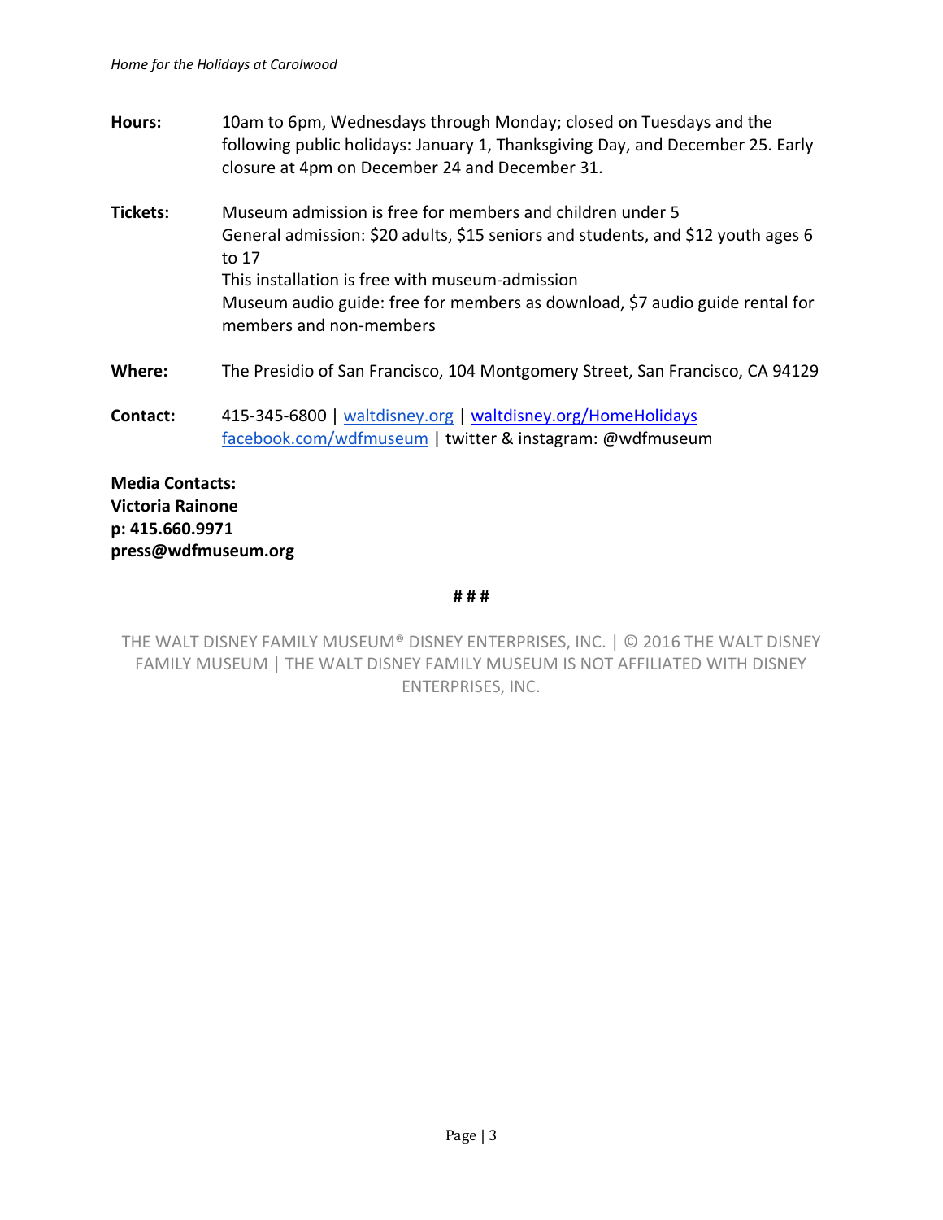**Hours:** 10am to 6pm, Wednesdays through Monday; closed on Tuesdays and the following public holidays: January 1, Thanksgiving Day, and December 25. Early closure at 4pm on December 24 and December 31.

**Tickets:** Museum admission is free for members and children under 5
General admission: $20 adults, $15 seniors and students, and $12 youth ages 6 to 17
This installation is free with museum-admission
Museum audio guide: free for members as download, $7 audio guide rental for members and non-members

**Where:** The Presidio of San Francisco, 104 Montgomery Street, San Francisco, CA 94129

**Contact:** 415-345-6800 | [waltdisney.org](http://waltdisney.org) | [waltdisney.org/HomeHolidays](http://waltdisney.org/HomeHolidays)
[facebook.com/wdfmuseum](http://facebook.com/wdfmuseum) | twitter & instagram: @wdfmuseum

**Media Contacts:**
**Victoria Rainone**
**p: 415.660.9971**
**press@wdfmuseum.org**

# # #

THE WALT DISNEY FAMILY MUSEUM® DISNEY ENTERPRISES, INC. | © 2016 THE WALT DISNEY FAMILY MUSEUM | THE WALT DISNEY FAMILY MUSEUM IS NOT AFFILIATED WITH DISNEY ENTERPRISES, INC.